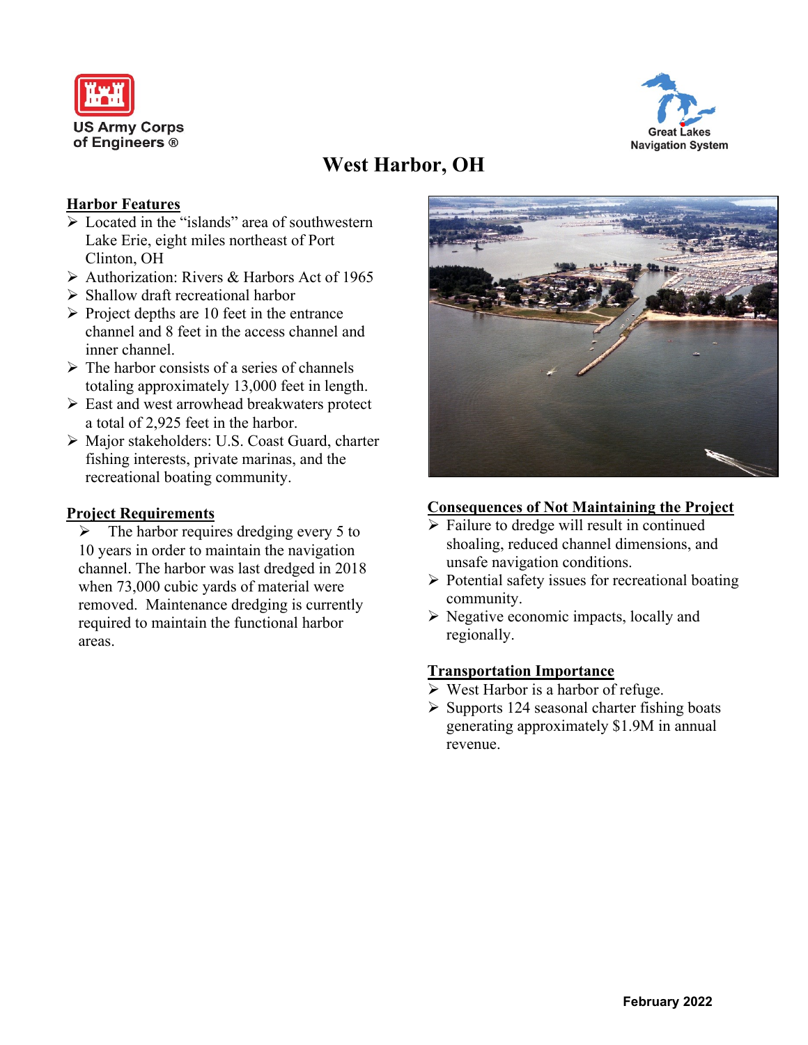US Army Corps of Engineers ®

Great Lakes Navigation System

# West Harbor, OH

## Harbor Features

- Located in the "islands" area of southwestern Lake Erie, eight miles northeast of Port Clinton, OH
- Authorization: Rivers & Harbors Act of 1965
- Shallow draft recreational harbor
- Project depths are 10 feet in the entrance channel and 8 feet in the access channel and inner channel.
- The harbor consists of a series of channels totaling approximately 13,000 feet in length.
- East and west arrowhead breakwaters protect a total of 2,925 feet in the harbor.
- Major stakeholders: U.S. Coast Guard, charter fishing interests, private marinas, and the recreational boating community.

## Project Requirements

- The harbor requires dredging every 5 to 10 years in order to maintain the navigation channel. The harbor was last dredged in 2018 when 73,000 cubic yards of material were removed. Maintenance dredging is currently required to maintain the functional harbor areas.

## Consequences of Not Maintaining the Project

- Failure to dredge will result in continued shoaling, reduced channel dimensions, and unsafe navigation conditions.
- Potential safety issues for recreational boating community.
- Negative economic impacts, locally and regionally.

## Transportation Importance

- West Harbor is a harbor of refuge.
- Supports 124 seasonal charter fishing boats generating approximately $1.9M in annual revenue.

February 2022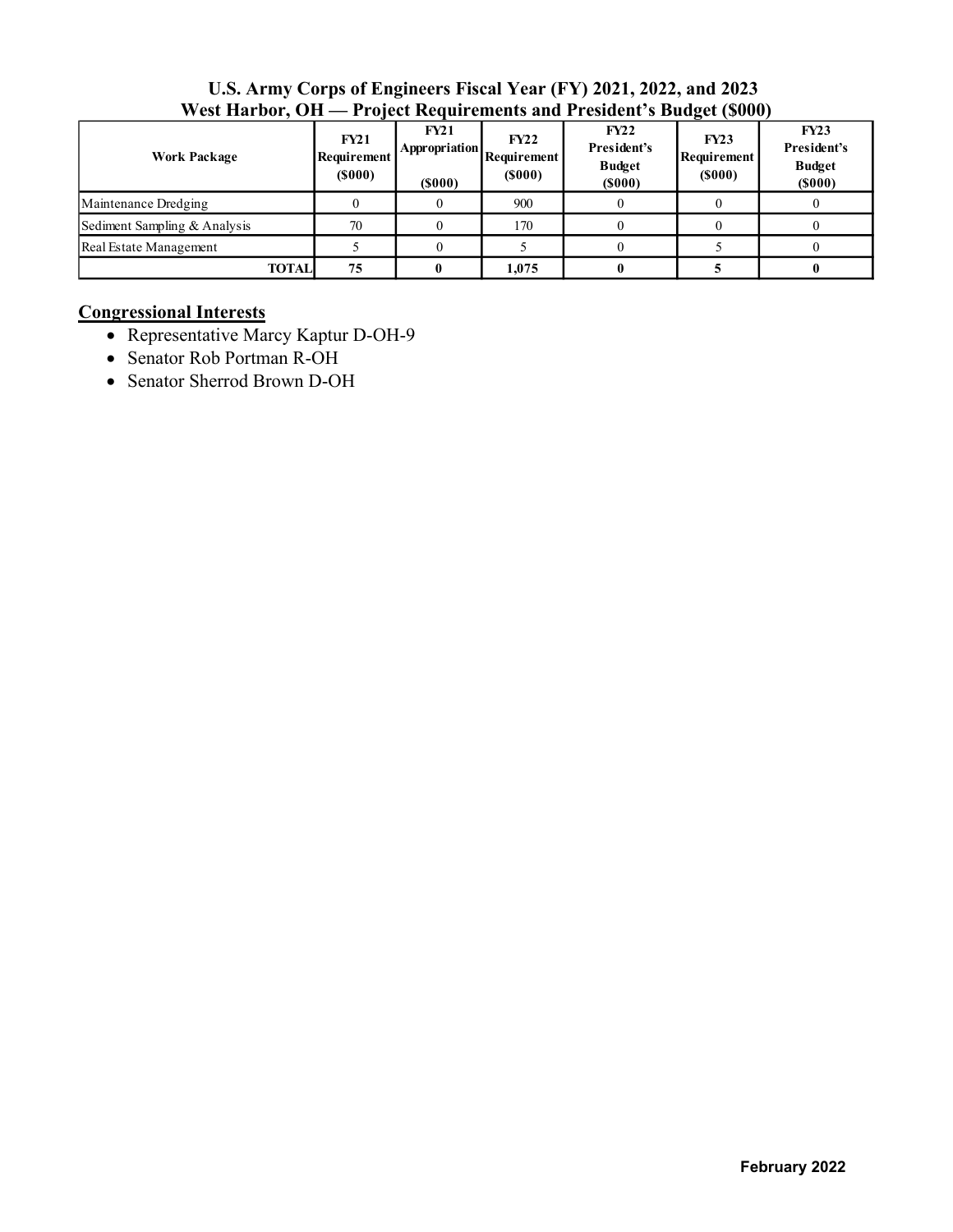# U.S. Army Corps of Engineers Fiscal Year (FY) 2021, 2022, and 2023
## West Harbor, OH — Project Requirements and President's Budget ($000)

| Work Package | FY21 Requirement ($000) | FY21 Appropriation ($000) | FY22 Requirement ($000) | FY22 President's Budget ($000) | FY23 Requirement ($000) | FY23 President's Budget ($000) |
|---|---|---|---|---|---|---|
| Maintenance Dredging | 0 | 0 | 900 | 0 | 0 | 0 |
| Sediment Sampling & Analysis | 70 | 0 | 170 | 0 | 0 | 0 |
| Real Estate Management | 5 | 0 | 5 | 0 | 5 | 0 |
| **TOTAL** | **75** | **0** | **1,075** | **0** | **5** | **0** |

## Congressional Interests

- Representative Marcy Kaptur D-OH-9
- Senator Rob Portman R-OH
- Senator Sherrod Brown D-OH

February 2022